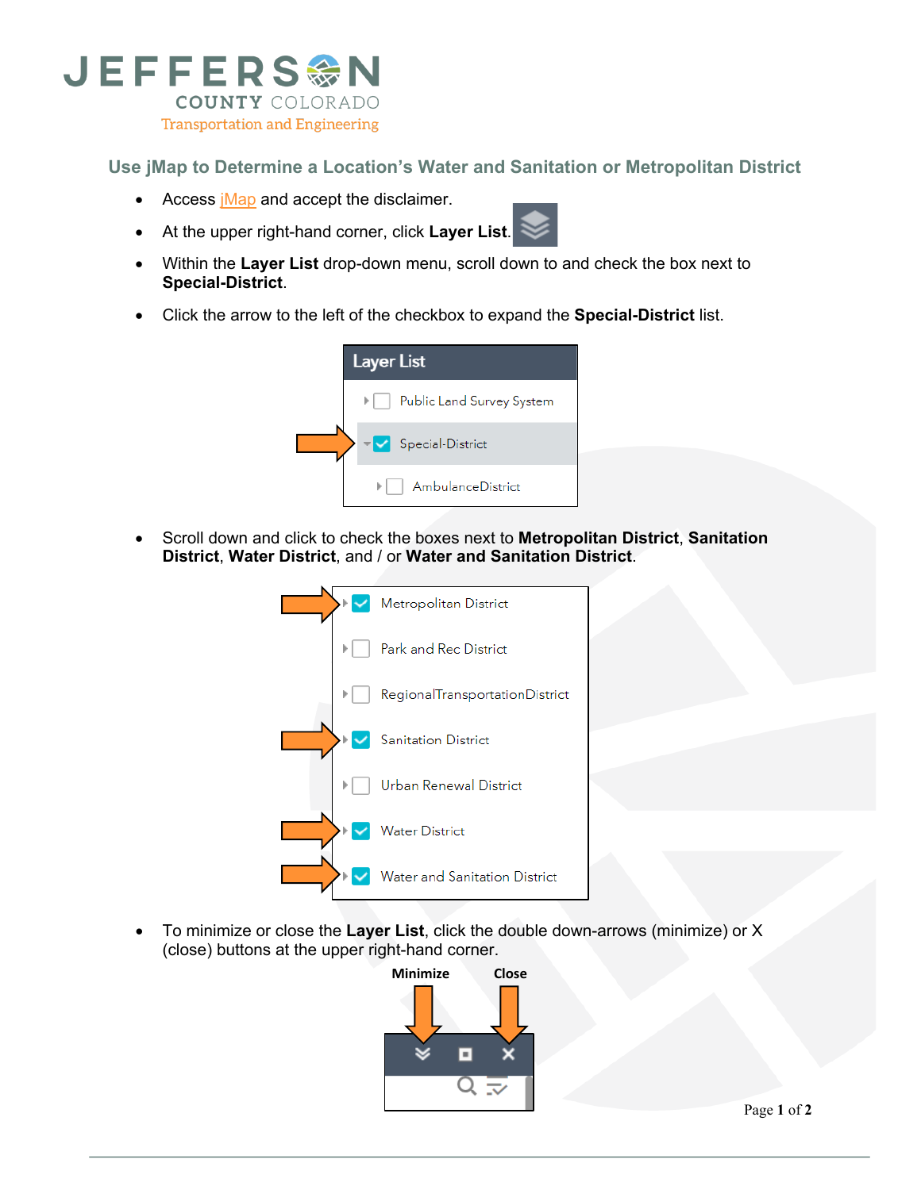JEFFERSON COUNTY COLORADO
Transportation and Engineering

## Use jMap to Determine a Location's Water and Sanitation or Metropolitan District

- Access jMap and accept the disclaimer.
- At the upper right-hand corner, click **Layer List**.
- Within the **Layer List** drop-down menu, scroll down to and check the box next to **Special-District**.
- Click the arrow to the left of the checkbox to expand the **Special-District** list.

- Scroll down and click to check the boxes next to **Metropolitan District**, **Sanitation District**, **Water District**, and / or **Water and Sanitation District**.

- To minimize or close the **Layer List**, click the double down-arrows (minimize) or X (close) buttons at the upper right-hand corner.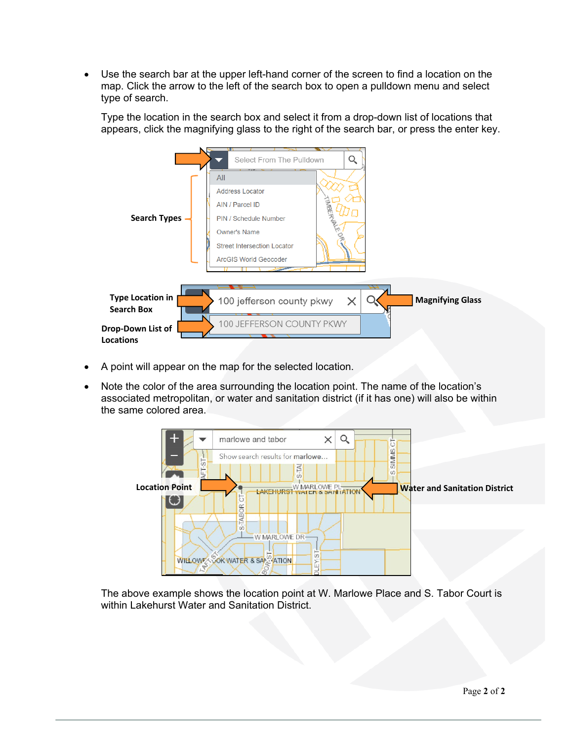- Use the search bar at the upper left-hand corner of the screen to find a location on the map. Click the arrow to the left of the search box to open a pulldown menu and select type of search.

  Type the location in the search box and select it from a drop-down list of locations that appears, click the magnifying glass to the right of the search bar, or press the enter key.

- A point will appear on the map for the selected location.
- Note the color of the area surrounding the location point. The name of the location's associated metropolitan, or water and sanitation district (if it has one) will also be within the same colored area.

The above example shows the location point at W. Marlowe Place and S. Tabor Court is within Lakehurst Water and Sanitation District.